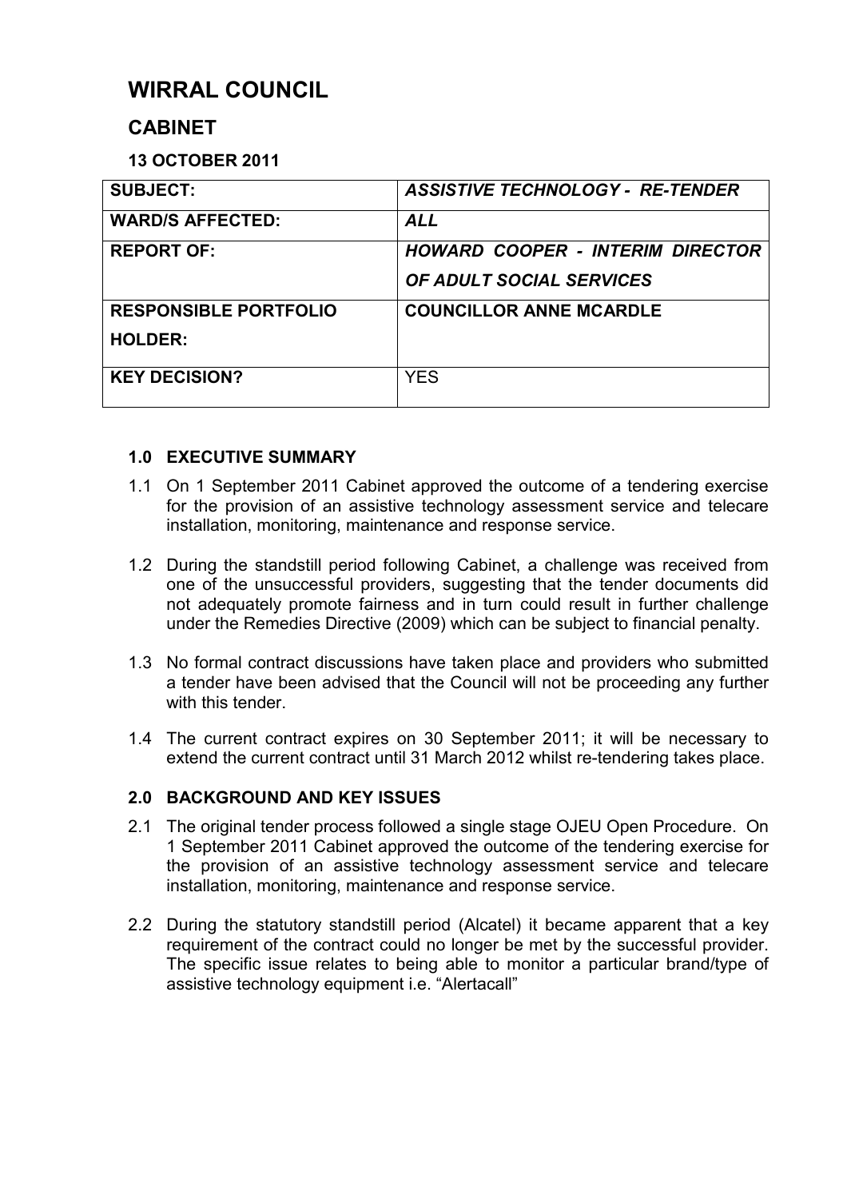# WIRRAL COUNCIL

## CABINET

### 13 OCTOBER 2011

| | |
|---|---|
| **SUBJECT:** | ***ASSISTIVE TECHNOLOGY - RE-TENDER*** |
| **WARD/S AFFECTED:** | ***ALL*** |
| **REPORT OF:** | ***HOWARD COOPER - INTERIM DIRECTOR OF ADULT SOCIAL SERVICES*** |
| **RESPONSIBLE PORTFOLIO HOLDER:** | **COUNCILLOR ANNE MCARDLE** |
| **KEY DECISION?** | YES |

### 1.0 EXECUTIVE SUMMARY

1.1 On 1 September 2011 Cabinet approved the outcome of a tendering exercise for the provision of an assistive technology assessment service and telecare installation, monitoring, maintenance and response service.

1.2 During the standstill period following Cabinet, a challenge was received from one of the unsuccessful providers, suggesting that the tender documents did not adequately promote fairness and in turn could result in further challenge under the Remedies Directive (2009) which can be subject to financial penalty.

1.3 No formal contract discussions have taken place and providers who submitted a tender have been advised that the Council will not be proceeding any further with this tender.

1.4 The current contract expires on 30 September 2011; it will be necessary to extend the current contract until 31 March 2012 whilst re-tendering takes place.

### 2.0 BACKGROUND AND KEY ISSUES

2.1 The original tender process followed a single stage OJEU Open Procedure. On 1 September 2011 Cabinet approved the outcome of the tendering exercise for the provision of an assistive technology assessment service and telecare installation, monitoring, maintenance and response service.

2.2 During the statutory standstill period (Alcatel) it became apparent that a key requirement of the contract could no longer be met by the successful provider. The specific issue relates to being able to monitor a particular brand/type of assistive technology equipment i.e. "Alertacall"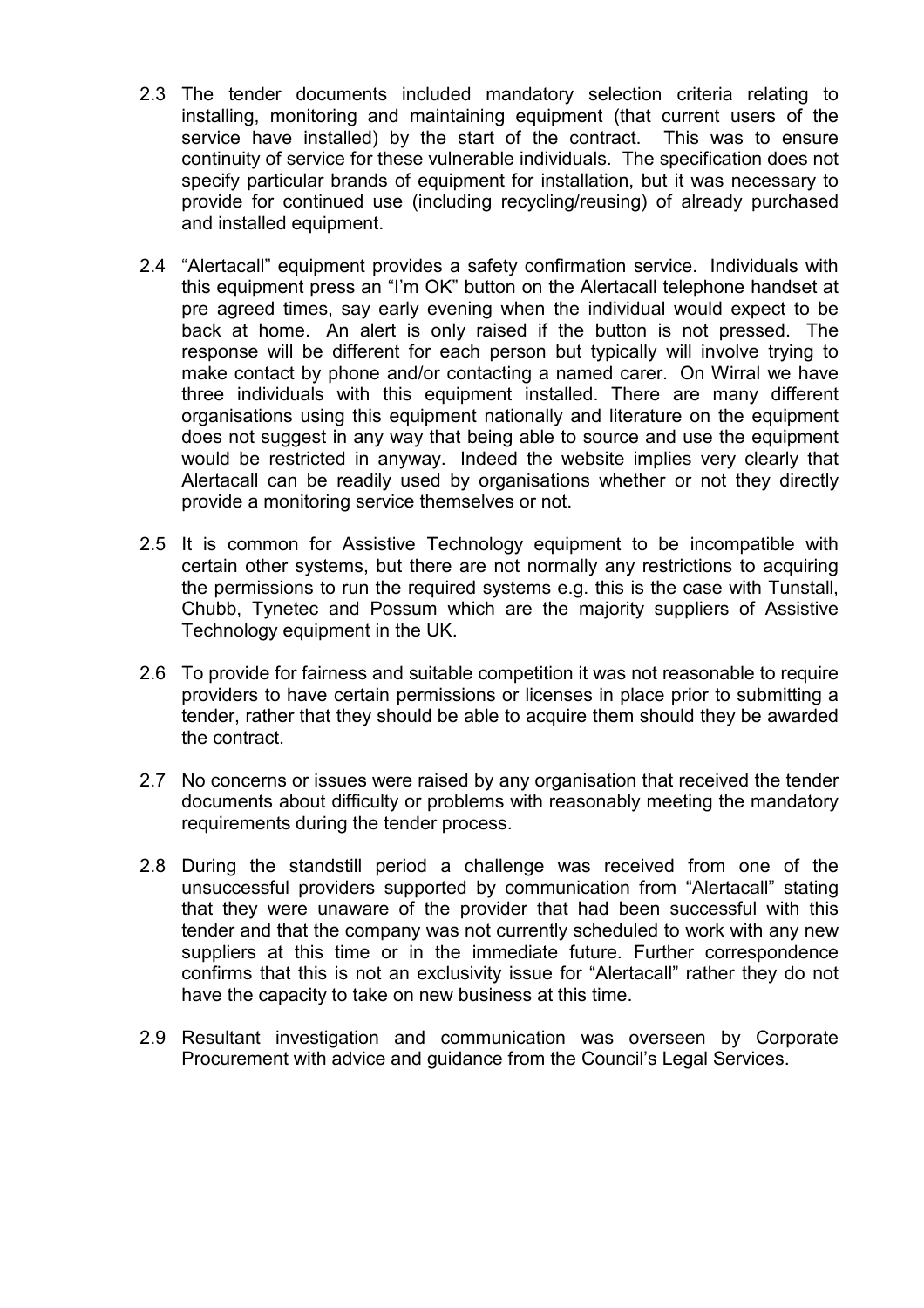2.3 The tender documents included mandatory selection criteria relating to installing, monitoring and maintaining equipment (that current users of the service have installed) by the start of the contract. This was to ensure continuity of service for these vulnerable individuals. The specification does not specify particular brands of equipment for installation, but it was necessary to provide for continued use (including recycling/reusing) of already purchased and installed equipment.

2.4 "Alertacall" equipment provides a safety confirmation service. Individuals with this equipment press an "I'm OK" button on the Alertacall telephone handset at pre agreed times, say early evening when the individual would expect to be back at home. An alert is only raised if the button is not pressed. The response will be different for each person but typically will involve trying to make contact by phone and/or contacting a named carer. On Wirral we have three individuals with this equipment installed. There are many different organisations using this equipment nationally and literature on the equipment does not suggest in any way that being able to source and use the equipment would be restricted in anyway. Indeed the website implies very clearly that Alertacall can be readily used by organisations whether or not they directly provide a monitoring service themselves or not.

2.5 It is common for Assistive Technology equipment to be incompatible with certain other systems, but there are not normally any restrictions to acquiring the permissions to run the required systems e.g. this is the case with Tunstall, Chubb, Tynetec and Possum which are the majority suppliers of Assistive Technology equipment in the UK.

2.6 To provide for fairness and suitable competition it was not reasonable to require providers to have certain permissions or licenses in place prior to submitting a tender, rather that they should be able to acquire them should they be awarded the contract.

2.7 No concerns or issues were raised by any organisation that received the tender documents about difficulty or problems with reasonably meeting the mandatory requirements during the tender process.

2.8 During the standstill period a challenge was received from one of the unsuccessful providers supported by communication from "Alertacall" stating that they were unaware of the provider that had been successful with this tender and that the company was not currently scheduled to work with any new suppliers at this time or in the immediate future. Further correspondence confirms that this is not an exclusivity issue for "Alertacall" rather they do not have the capacity to take on new business at this time.

2.9 Resultant investigation and communication was overseen by Corporate Procurement with advice and guidance from the Council's Legal Services.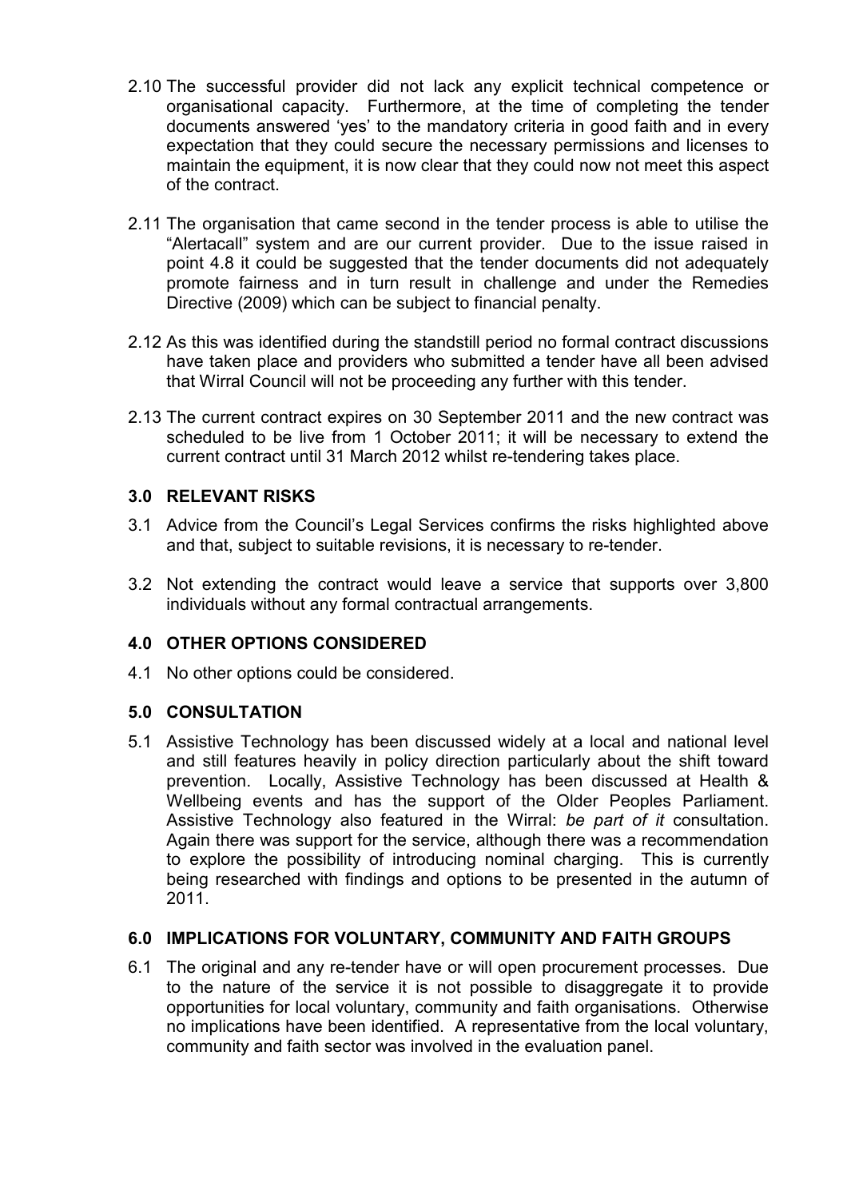2.10 The successful provider did not lack any explicit technical competence or organisational capacity. Furthermore, at the time of completing the tender documents answered 'yes' to the mandatory criteria in good faith and in every expectation that they could secure the necessary permissions and licenses to maintain the equipment, it is now clear that they could now not meet this aspect of the contract.

2.11 The organisation that came second in the tender process is able to utilise the "Alertacall" system and are our current provider. Due to the issue raised in point 4.8 it could be suggested that the tender documents did not adequately promote fairness and in turn result in challenge and under the Remedies Directive (2009) which can be subject to financial penalty.

2.12 As this was identified during the standstill period no formal contract discussions have taken place and providers who submitted a tender have all been advised that Wirral Council will not be proceeding any further with this tender.

2.13 The current contract expires on 30 September 2011 and the new contract was scheduled to be live from 1 October 2011; it will be necessary to extend the current contract until 31 March 2012 whilst re-tendering takes place.

## 3.0 RELEVANT RISKS

3.1 Advice from the Council's Legal Services confirms the risks highlighted above and that, subject to suitable revisions, it is necessary to re-tender.

3.2 Not extending the contract would leave a service that supports over 3,800 individuals without any formal contractual arrangements.

## 4.0 OTHER OPTIONS CONSIDERED

4.1 No other options could be considered.

## 5.0 CONSULTATION

5.1 Assistive Technology has been discussed widely at a local and national level and still features heavily in policy direction particularly about the shift toward prevention. Locally, Assistive Technology has been discussed at Health & Wellbeing events and has the support of the Older Peoples Parliament. Assistive Technology also featured in the Wirral: *be part of it* consultation. Again there was support for the service, although there was a recommendation to explore the possibility of introducing nominal charging. This is currently being researched with findings and options to be presented in the autumn of 2011.

## 6.0 IMPLICATIONS FOR VOLUNTARY, COMMUNITY AND FAITH GROUPS

6.1 The original and any re-tender have or will open procurement processes. Due to the nature of the service it is not possible to disaggregate it to provide opportunities for local voluntary, community and faith organisations. Otherwise no implications have been identified. A representative from the local voluntary, community and faith sector was involved in the evaluation panel.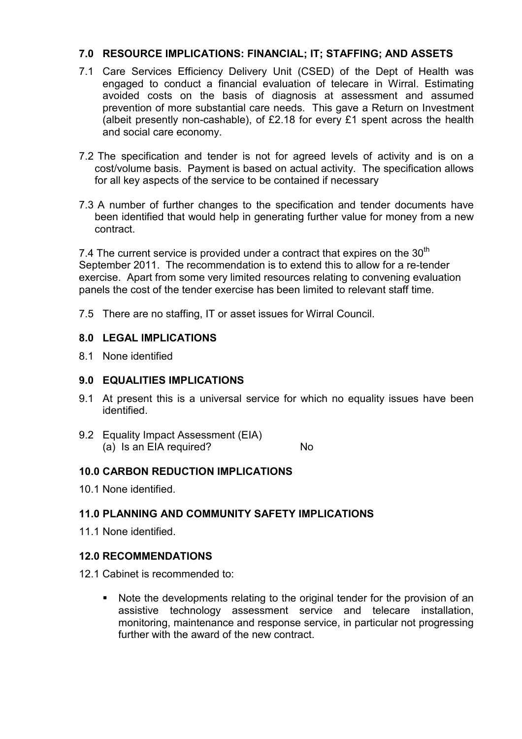## 7.0 RESOURCE IMPLICATIONS: FINANCIAL; IT; STAFFING; AND ASSETS

7.1 Care Services Efficiency Delivery Unit (CSED) of the Dept of Health was engaged to conduct a financial evaluation of telecare in Wirral. Estimating avoided costs on the basis of diagnosis at assessment and assumed prevention of more substantial care needs. This gave a Return on Investment (albeit presently non-cashable), of £2.18 for every £1 spent across the health and social care economy.

7.2 The specification and tender is not for agreed levels of activity and is on a cost/volume basis. Payment is based on actual activity. The specification allows for all key aspects of the service to be contained if necessary

7.3 A number of further changes to the specification and tender documents have been identified that would help in generating further value for money from a new contract.

7.4 The current service is provided under a contract that expires on the 30th September 2011. The recommendation is to extend this to allow for a re-tender exercise. Apart from some very limited resources relating to convening evaluation panels the cost of the tender exercise has been limited to relevant staff time.

7.5 There are no staffing, IT or asset issues for Wirral Council.

## 8.0 LEGAL IMPLICATIONS

8.1 None identified

## 9.0 EQUALITIES IMPLICATIONS

9.1 At present this is a universal service for which no equality issues have been identified.

9.2 Equality Impact Assessment (EIA)
(a) Is an EIA required? No

## 10.0 CARBON REDUCTION IMPLICATIONS

10.1 None identified.

## 11.0 PLANNING AND COMMUNITY SAFETY IMPLICATIONS

11.1 None identified.

## 12.0 RECOMMENDATIONS

12.1 Cabinet is recommended to:

- Note the developments relating to the original tender for the provision of an assistive technology assessment service and telecare installation, monitoring, maintenance and response service, in particular not progressing further with the award of the new contract.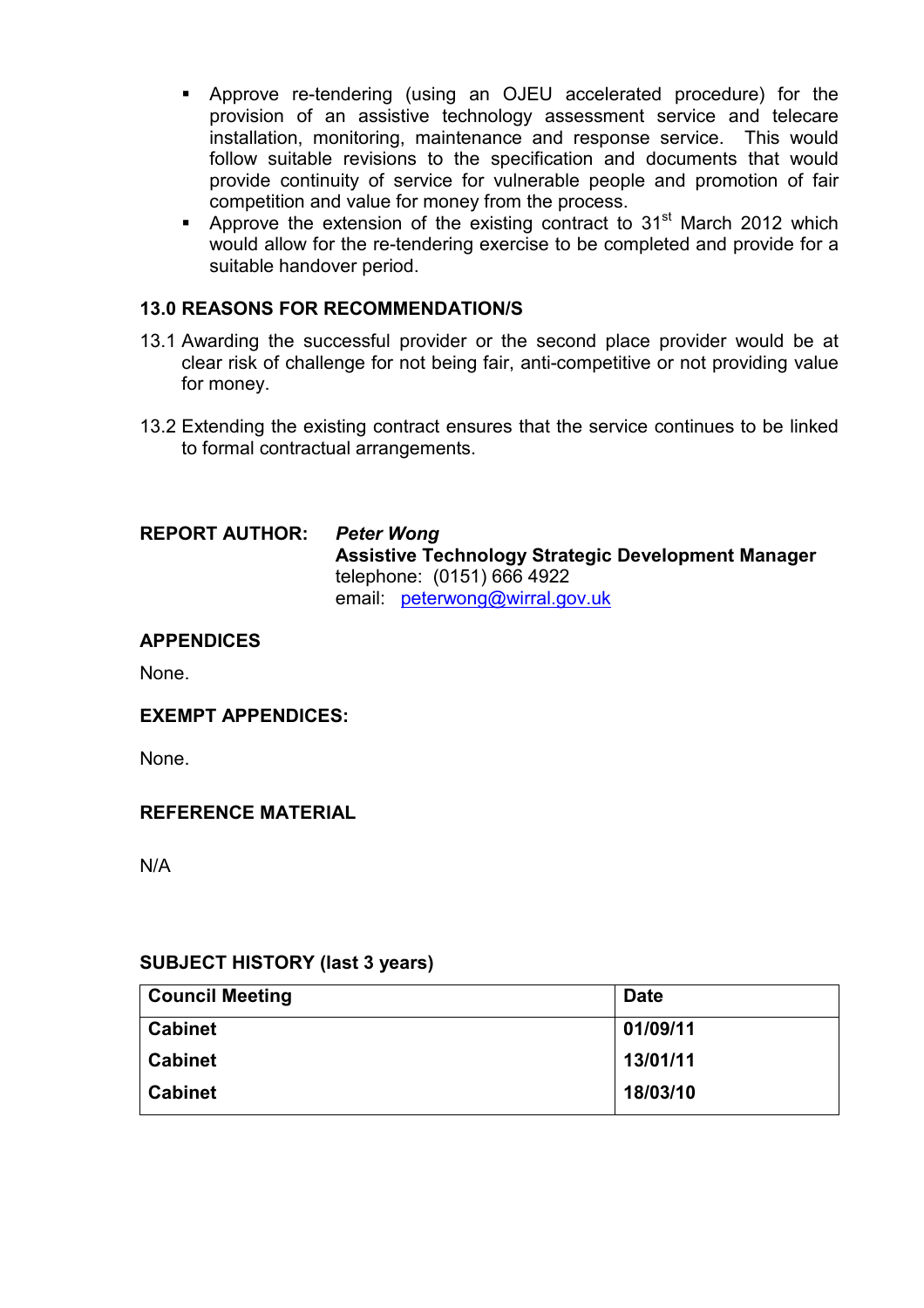- Approve re-tendering (using an OJEU accelerated procedure) for the provision of an assistive technology assessment service and telecare installation, monitoring, maintenance and response service. This would follow suitable revisions to the specification and documents that would provide continuity of service for vulnerable people and promotion of fair competition and value for money from the process.
- Approve the extension of the existing contract to 31st March 2012 which would allow for the re-tendering exercise to be completed and provide for a suitable handover period.

## 13.0 REASONS FOR RECOMMENDATION/S

13.1 Awarding the successful provider or the second place provider would be at clear risk of challenge for not being fair, anti-competitive or not providing value for money.

13.2 Extending the existing contract ensures that the service continues to be linked to formal contractual arrangements.

**REPORT AUTHOR:** ***Peter Wong***
**Assistive Technology Strategic Development Manager**
telephone: (0151) 666 4922
email: peterwong@wirral.gov.uk

## APPENDICES

None.

## EXEMPT APPENDICES:

None.

## REFERENCE MATERIAL

N/A

## SUBJECT HISTORY (last 3 years)

| Council Meeting | Date |
|---|---|
| **Cabinet** | **01/09/11** |
| **Cabinet** | **13/01/11** |
| **Cabinet** | **18/03/10** |